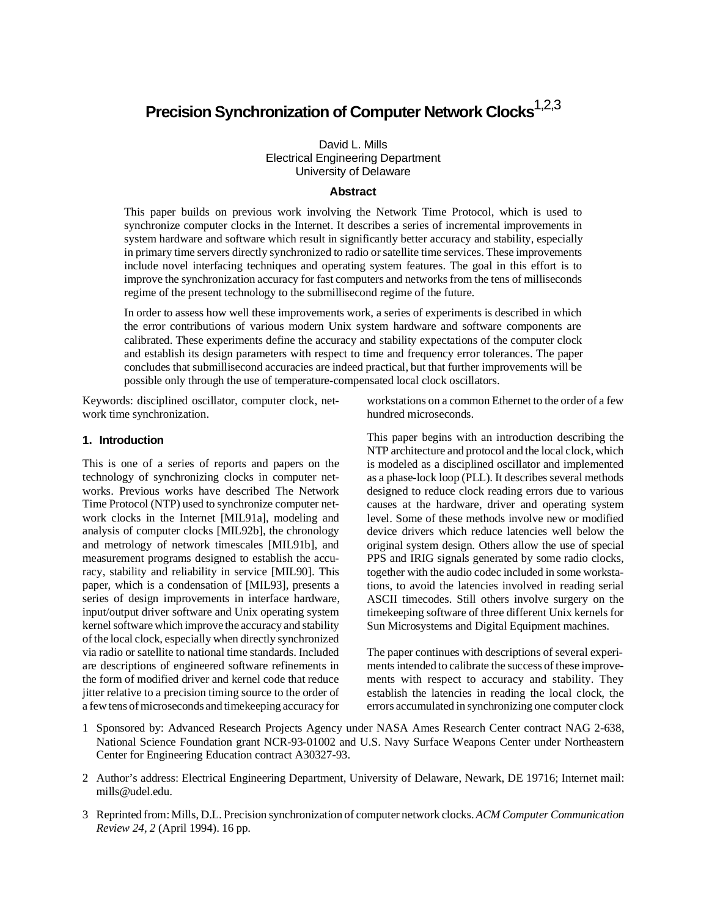# Precision Synchronization of Computer Network Clocks[1,2,3]

David L. Mills
Electrical Engineering Department
University of Delaware

### Abstract

This paper builds on previous work involving the Network Time Protocol, which is used to synchronize computer clocks in the Internet. It describes a series of incremental improvements in system hardware and software which result in significantly better accuracy and stability, especially in primary time servers directly synchronized to radio or satellite time services. These improvements include novel interfacing techniques and operating system features. The goal in this effort is to improve the synchronization accuracy for fast computers and networks from the tens of milliseconds regime of the present technology to the submillisecond regime of the future.

In order to assess how well these improvements work, a series of experiments is described in which the error contributions of various modern Unix system hardware and software components are calibrated. These experiments define the accuracy and stability expectations of the computer clock and establish its design parameters with respect to time and frequency error tolerances. The paper concludes that submillisecond accuracies are indeed practical, but that further improvements will be possible only through the use of temperature-compensated local clock oscillators.

Keywords: disciplined oscillator, computer clock, network time synchronization.

## 1. Introduction

This is one of a series of reports and papers on the technology of synchronizing clocks in computer networks. Previous works have described The Network Time Protocol (NTP) used to synchronize computer network clocks in the Internet [MIL91a], modeling and analysis of computer clocks [MIL92b], the chronology and metrology of network timescales [MIL91b], and measurement programs designed to establish the accuracy, stability and reliability in service [MIL90]. This paper, which is a condensation of [MIL93], presents a series of design improvements in interface hardware, input/output driver software and Unix operating system kernel software which improve the accuracy and stability of the local clock, especially when directly synchronized via radio or satellite to national time standards. Included are descriptions of engineered software refinements in the form of modified driver and kernel code that reduce jitter relative to a precision timing source to the order of a few tens of microseconds and timekeeping accuracy for workstations on a common Ethernet to the order of a few hundred microseconds.

This paper begins with an introduction describing the NTP architecture and protocol and the local clock, which is modeled as a disciplined oscillator and implemented as a phase-lock loop (PLL). It describes several methods designed to reduce clock reading errors due to various causes at the hardware, driver and operating system level. Some of these methods involve new or modified device drivers which reduce latencies well below the original system design. Others allow the use of special PPS and IRIG signals generated by some radio clocks, together with the audio codec included in some workstations, to avoid the latencies involved in reading serial ASCII timecodes. Still others involve surgery on the timekeeping software of three different Unix kernels for Sun Microsystems and Digital Equipment machines.

The paper continues with descriptions of several experiments intended to calibrate the success of these improvements with respect to accuracy and stability. They establish the latencies in reading the local clock, the errors accumulated in synchronizing one computer clock

1 Sponsored by: Advanced Research Projects Agency under NASA Ames Research Center contract NAG 2-638, National Science Foundation grant NCR-93-01002 and U.S. Navy Surface Weapons Center under Northeastern Center for Engineering Education contract A30327-93.

2 Author's address: Electrical Engineering Department, University of Delaware, Newark, DE 19716; Internet mail: mills@udel.edu.

3 Reprinted from: Mills, D.L. Precision synchronization of computer network clocks. *ACM Computer Communication Review 24, 2* (April 1994). 16 pp.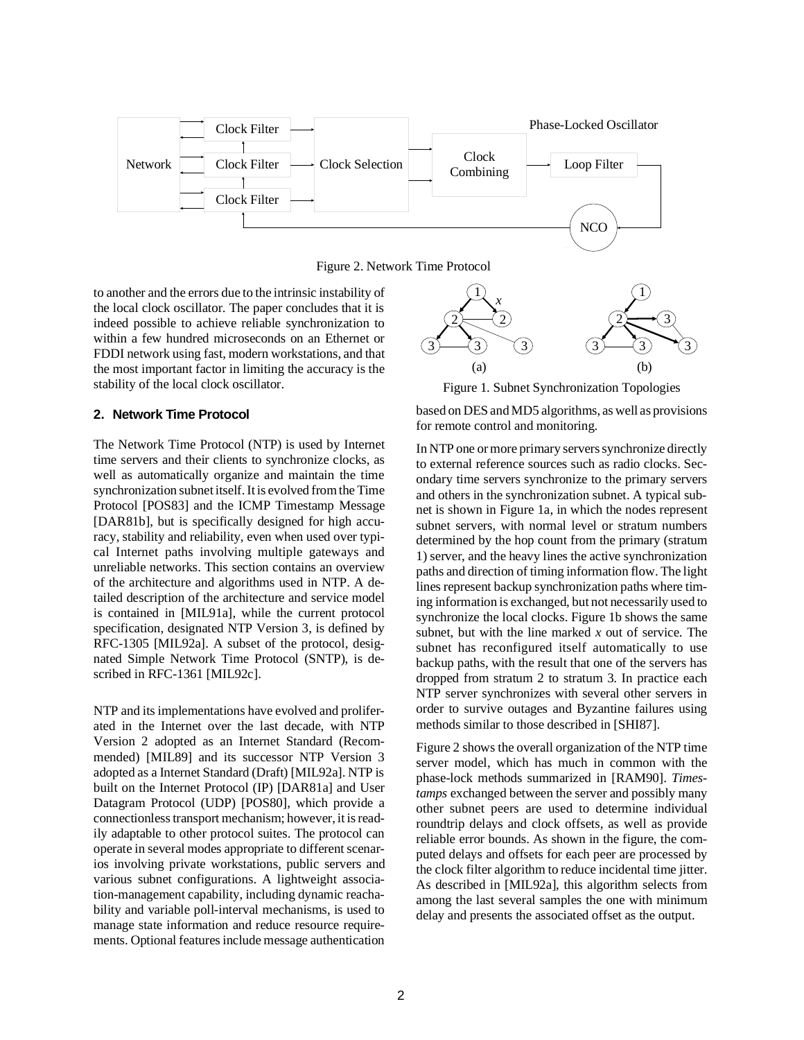Figure 2. Network Time Protocol

to another and the errors due to the intrinsic instability of the local clock oscillator. The paper concludes that it is indeed possible to achieve reliable synchronization to within a few hundred microseconds on an Ethernet or FDDI network using fast, modern workstations, and that the most important factor in limiting the accuracy is the stability of the local clock oscillator.

## 2. Network Time Protocol

The Network Time Protocol (NTP) is used by Internet time servers and their clients to synchronize clocks, as well as automatically organize and maintain the time synchronization subnet itself. It is evolved from the Time Protocol [POS83] and the ICMP Timestamp Message [DAR81b], but is specifically designed for high accuracy, stability and reliability, even when used over typical Internet paths involving multiple gateways and unreliable networks. This section contains an overview of the architecture and algorithms used in NTP. A detailed description of the architecture and service model is contained in [MIL91a], while the current protocol specification, designated NTP Version 3, is defined by RFC-1305 [MIL92a]. A subset of the protocol, designated Simple Network Time Protocol (SNTP), is described in RFC-1361 [MIL92c].

NTP and its implementations have evolved and proliferated in the Internet over the last decade, with NTP Version 2 adopted as an Internet Standard (Recommended) [MIL89] and its successor NTP Version 3 adopted as a Internet Standard (Draft) [MIL92a]. NTP is built on the Internet Protocol (IP) [DAR81a] and User Datagram Protocol (UDP) [POS80], which provide a connectionless transport mechanism; however, it is readily adaptable to other protocol suites. The protocol can operate in several modes appropriate to different scenarios involving private workstations, public servers and various subnet configurations. A lightweight association-management capability, including dynamic reachability and variable poll-interval mechanisms, is used to manage state information and reduce resource requirements. Optional features include message authentication based on DES and MD5 algorithms, as well as provisions for remote control and monitoring.

Figure 1. Subnet Synchronization Topologies

In NTP one or more primary servers synchronize directly to external reference sources such as radio clocks. Secondary time servers synchronize to the primary servers and others in the synchronization subnet. A typical subnet is shown in Figure 1a, in which the nodes represent subnet servers, with normal level or stratum numbers determined by the hop count from the primary (stratum 1) server, and the heavy lines the active synchronization paths and direction of timing information flow. The light lines represent backup synchronization paths where timing information is exchanged, but not necessarily used to synchronize the local clocks. Figure 1b shows the same subnet, but with the line marked *x* out of service. The subnet has reconfigured itself automatically to use backup paths, with the result that one of the servers has dropped from stratum 2 to stratum 3. In practice each NTP server synchronizes with several other servers in order to survive outages and Byzantine failures using methods similar to those described in [SHI87].

Figure 2 shows the overall organization of the NTP time server model, which has much in common with the phase-lock methods summarized in [RAM90]. *Timestamps* exchanged between the server and possibly many other subnet peers are used to determine individual roundtrip delays and clock offsets, as well as provide reliable error bounds. As shown in the figure, the computed delays and offsets for each peer are processed by the clock filter algorithm to reduce incidental time jitter. As described in [MIL92a], this algorithm selects from among the last several samples the one with minimum delay and presents the associated offset as the output.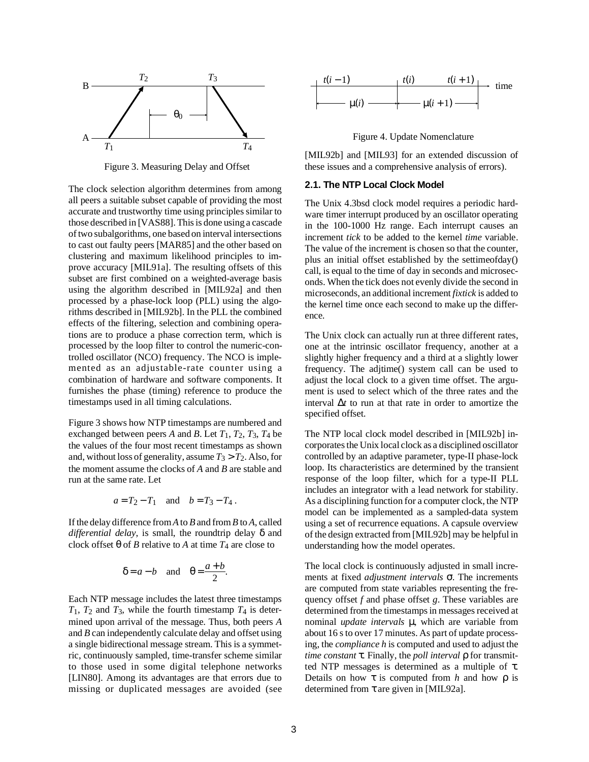Figure 3. Measuring Delay and Offset

The clock selection algorithm determines from among all peers a suitable subset capable of providing the most accurate and trustworthy time using principles similar to those described in [VAS88]. This is done using a cascade of two subalgorithms, one based on interval intersections to cast out faulty peers [MAR85] and the other based on clustering and maximum likelihood principles to improve accuracy [MIL91a]. The resulting offsets of this subset are first combined on a weighted-average basis using the algorithm described in [MIL92a] and then processed by a phase-lock loop (PLL) using the algorithms described in [MIL92b]. In the PLL the combined effects of the filtering, selection and combining operations are to produce a phase correction term, which is processed by the loop filter to control the numeric-controlled oscillator (NCO) frequency. The NCO is implemented as an adjustable-rate counter using a combination of hardware and software components. It furnishes the phase (timing) reference to produce the timestamps used in all timing calculations.

Figure 3 shows how NTP timestamps are numbered and exchanged between peers *A* and *B*. Let $T_1$, $T_2$, $T_3$, $T_4$ be the values of the four most recent timestamps as shown and, without loss of generality, assume $T_3 > T_2$. Also, for the moment assume the clocks of *A* and *B* are stable and run at the same rate. Let

$$a = T_2 - T_1 \quad \text{and} \quad b = T_3 - T_4 .$$

If the delay difference from *A* to *B* and from *B* to *A*, called *differential delay*, is small, the roundtrip delay $\delta$ and clock offset $\theta$ of *B* relative to *A* at time $T_4$ are close to

$$\delta = a - b \quad \text{and} \quad \theta = \frac{a + b}{2}.$$

Each NTP message includes the latest three timestamps $T_1$, $T_2$ and $T_3$, while the fourth timestamp $T_4$ is determined upon arrival of the message. Thus, both peers *A* and *B* can independently calculate delay and offset using a single bidirectional message stream. This is a symmetric, continuously sampled, time-transfer scheme similar to those used in some digital telephone networks [LIN80]. Among its advantages are that errors due to missing or duplicated messages are avoided (see [MIL92b] and [MIL93] for an extended discussion of these issues and a comprehensive analysis of errors).

Figure 4. Update Nomenclature

## 2.1. The NTP Local Clock Model

The Unix 4.3bsd clock model requires a periodic hardware timer interrupt produced by an oscillator operating in the 100-1000 Hz range. Each interrupt causes an increment *tick* to be added to the kernel *time* variable. The value of the increment is chosen so that the counter, plus an initial offset established by the settimeofday() call, is equal to the time of day in seconds and microseconds. When the tick does not evenly divide the second in microseconds, an additional increment *fixtick* is added to the kernel time once each second to make up the difference.

The Unix clock can actually run at three different rates, one at the intrinsic oscillator frequency, another at a slightly higher frequency and a third at a slightly lower frequency. The adjtime() system call can be used to adjust the local clock to a given time offset. The argument is used to select which of the three rates and the interval $\Delta t$ to run at that rate in order to amortize the specified offset.

The NTP local clock model described in [MIL92b] incorporates the Unix local clock as a disciplined oscillator controlled by an adaptive parameter, type-II phase-lock loop. Its characteristics are determined by the transient response of the loop filter, which for a type-II PLL includes an integrator with a lead network for stability. As a disciplining function for a computer clock, the NTP model can be implemented as a sampled-data system using a set of recurrence equations. A capsule overview of the design extracted from [MIL92b] may be helpful in understanding how the model operates.

The local clock is continuously adjusted in small increments at fixed *adjustment intervals* $\sigma$. The increments are computed from state variables representing the frequency offset *f* and phase offset *g*. These variables are determined from the timestamps in messages received at nominal *update intervals* $\mu$, which are variable from about 16 s to over 17 minutes. As part of update processing, the *compliance h* is computed and used to adjust the *time constant* $\tau$. Finally, the *poll interval* $\rho$ for transmitted NTP messages is determined as a multiple of $\tau$. Details on how $\tau$ is computed from *h* and how $\rho$ is determined from $\tau$ are given in [MIL92a].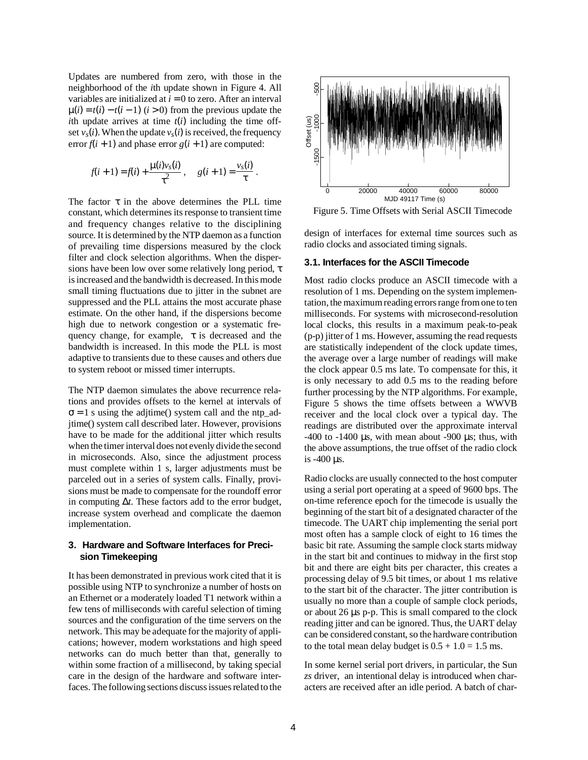Updates are numbered from zero, with those in the neighborhood of the *i*th update shown in Figure 4. All variables are initialized at $i = 0$ to zero. After an interval $\mu(i) = t(i) - t(i-1)$ $(i > 0)$ from the previous update the *i*th update arrives at time $t(i)$ including the time offset $v_s(i)$. When the update $v_s(i)$ is received, the frequency error $f(i+1)$ and phase error $g(i+1)$ are computed:

$$f(i+1) = f(i) + \frac{\mu(i) v_s(i)}{\tau^2}, \quad g(i+1) = \frac{v_s(i)}{\tau}.$$

The factor $\tau$ in the above determines the PLL time constant, which determines its response to transient time and frequency changes relative to the disciplining source. It is determined by the NTP daemon as a function of prevailing time dispersions measured by the clock filter and clock selection algorithms. When the dispersions have been low over some relatively long period, $\tau$ is increased and the bandwidth is decreased. In this mode small timing fluctuations due to jitter in the subnet are suppressed and the PLL attains the most accurate phase estimate. On the other hand, if the dispersions become high due to network congestion or a systematic frequency change, for example, $\tau$ is decreased and the bandwidth is increased. In this mode the PLL is most adaptive to transients due to these causes and others due to system reboot or missed timer interrupts.

The NTP daemon simulates the above recurrence relations and provides offsets to the kernel at intervals of $\sigma = 1$ s using the adjtime() system call and the ntp_adjtime() system call described later. However, provisions have to be made for the additional jitter which results when the timer interval does not evenly divide the second in microseconds. Also, since the adjustment process must complete within 1 s, larger adjustments must be parceled out in a series of system calls. Finally, provisions must be made to compensate for the roundoff error in computing $\Delta t$. These factors add to the error budget, increase system overhead and complicate the daemon implementation.

## 3. Hardware and Software Interfaces for Precision Timekeeping

It has been demonstrated in previous work cited that it is possible using NTP to synchronize a number of hosts on an Ethernet or a moderately loaded T1 network within a few tens of milliseconds with careful selection of timing sources and the configuration of the time servers on the network. This may be adequate for the majority of applications; however, modern workstations and high speed networks can do much better than that, generally to within some fraction of a millisecond, by taking special care in the design of the hardware and software interfaces. The following sections discuss issues related to the design of interfaces for external time sources such as radio clocks and associated timing signals.

Figure 5. Time Offsets with Serial ASCII Timecode

### 3.1. Interfaces for the ASCII Timecode

Most radio clocks produce an ASCII timecode with a resolution of 1 ms. Depending on the system implementation, the maximum reading errors range from one to ten milliseconds. For systems with microsecond-resolution local clocks, this results in a maximum peak-to-peak (p-p) jitter of 1 ms. However, assuming the read requests are statistically independent of the clock update times, the average over a large number of readings will make the clock appear 0.5 ms late. To compensate for this, it is only necessary to add 0.5 ms to the reading before further processing by the NTP algorithms. For example, Figure 5 shows the time offsets between a WWVB receiver and the local clock over a typical day. The readings are distributed over the approximate interval -400 to -1400 μs, with mean about -900 μs; thus, with the above assumptions, the true offset of the radio clock is -400 μs.

Radio clocks are usually connected to the host computer using a serial port operating at a speed of 9600 bps. The on-time reference epoch for the timecode is usually the beginning of the start bit of a designated character of the timecode. The UART chip implementing the serial port most often has a sample clock of eight to 16 times the basic bit rate. Assuming the sample clock starts midway in the start bit and continues to midway in the first stop bit and there are eight bits per character, this creates a processing delay of 9.5 bit times, or about 1 ms relative to the start bit of the character. The jitter contribution is usually no more than a couple of sample clock periods, or about 26 μs p-p. This is small compared to the clock reading jitter and can be ignored. Thus, the UART delay can be considered constant, so the hardware contribution to the total mean delay budget is $0.5 + 1.0 = 1.5$ ms.

In some kernel serial port drivers, in particular, the Sun *zs* driver, an intentional delay is introduced when characters are received after an idle period. A batch of char-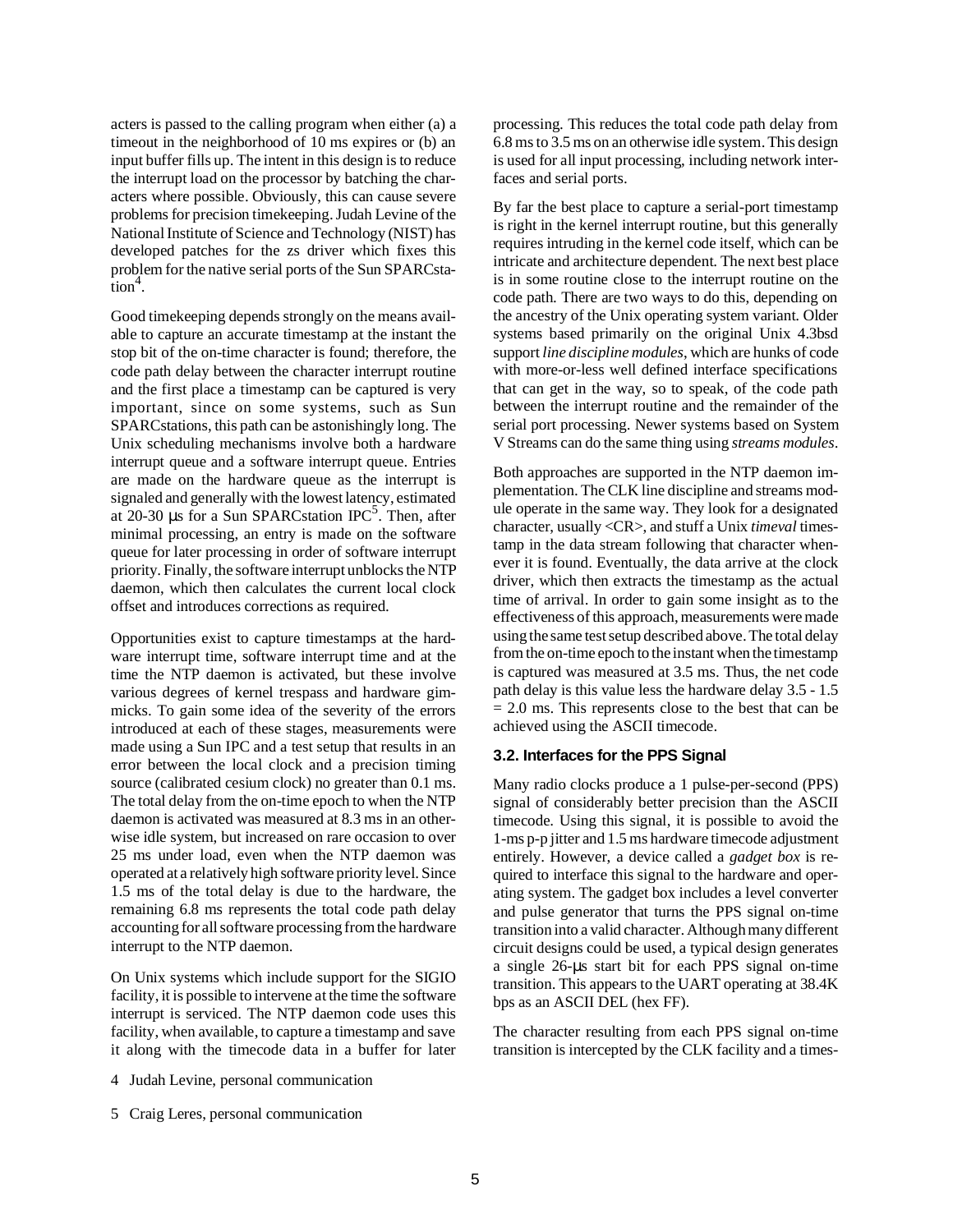acters is passed to the calling program when either (a) a timeout in the neighborhood of 10 ms expires or (b) an input buffer fills up. The intent in this design is to reduce the interrupt load on the processor by batching the characters where possible. Obviously, this can cause severe problems for precision timekeeping. Judah Levine of the National Institute of Science and Technology (NIST) has developed patches for the zs driver which fixes this problem for the native serial ports of the Sun SPARCstation[4].

Good timekeeping depends strongly on the means available to capture an accurate timestamp at the instant the stop bit of the on-time character is found; therefore, the code path delay between the character interrupt routine and the first place a timestamp can be captured is very important, since on some systems, such as Sun SPARCstations, this path can be astonishingly long. The Unix scheduling mechanisms involve both a hardware interrupt queue and a software interrupt queue. Entries are made on the hardware queue as the interrupt is signaled and generally with the lowest latency, estimated at 20-30 μs for a Sun SPARCstation IPC[5]. Then, after minimal processing, an entry is made on the software queue for later processing in order of software interrupt priority. Finally, the software interrupt unblocks the NTP daemon, which then calculates the current local clock offset and introduces corrections as required.

Opportunities exist to capture timestamps at the hardware interrupt time, software interrupt time and at the time the NTP daemon is activated, but these involve various degrees of kernel trespass and hardware gimmicks. To gain some idea of the severity of the errors introduced at each of these stages, measurements were made using a Sun IPC and a test setup that results in an error between the local clock and a precision timing source (calibrated cesium clock) no greater than 0.1 ms. The total delay from the on-time epoch to when the NTP daemon is activated was measured at 8.3 ms in an otherwise idle system, but increased on rare occasion to over 25 ms under load, even when the NTP daemon was operated at a relatively high software priority level. Since 1.5 ms of the total delay is due to the hardware, the remaining 6.8 ms represents the total code path delay accounting for all software processing from the hardware interrupt to the NTP daemon.

On Unix systems which include support for the SIGIO facility, it is possible to intervene at the time the software interrupt is serviced. The NTP daemon code uses this facility, when available, to capture a timestamp and save it along with the timecode data in a buffer for later processing. This reduces the total code path delay from 6.8 ms to 3.5 ms on an otherwise idle system. This design is used for all input processing, including network interfaces and serial ports.

By far the best place to capture a serial-port timestamp is right in the kernel interrupt routine, but this generally requires intruding in the kernel code itself, which can be intricate and architecture dependent. The next best place is in some routine close to the interrupt routine on the code path. There are two ways to do this, depending on the ancestry of the Unix operating system variant. Older systems based primarily on the original Unix 4.3bsd support *line discipline modules*, which are hunks of code with more-or-less well defined interface specifications that can get in the way, so to speak, of the code path between the interrupt routine and the remainder of the serial port processing. Newer systems based on System V Streams can do the same thing using *streams modules*.

Both approaches are supported in the NTP daemon implementation. The CLK line discipline and streams module operate in the same way. They look for a designated character, usually <CR>, and stuff a Unix *timeval* timestamp in the data stream following that character whenever it is found. Eventually, the data arrive at the clock driver, which then extracts the timestamp as the actual time of arrival. In order to gain some insight as to the effectiveness of this approach, measurements were made using the same test setup described above. The total delay from the on-time epoch to the instant when the timestamp is captured was measured at 3.5 ms. Thus, the net code path delay is this value less the hardware delay 3.5 - 1.5 = 2.0 ms. This represents close to the best that can be achieved using the ASCII timecode.

### 3.2. Interfaces for the PPS Signal

Many radio clocks produce a 1 pulse-per-second (PPS) signal of considerably better precision than the ASCII timecode. Using this signal, it is possible to avoid the 1-ms p-p jitter and 1.5 ms hardware timecode adjustment entirely. However, a device called a *gadget box* is required to interface this signal to the hardware and operating system. The gadget box includes a level converter and pulse generator that turns the PPS signal on-time transition into a valid character. Although many different circuit designs could be used, a typical design generates a single 26-μs start bit for each PPS signal on-time transition. This appears to the UART operating at 38.4K bps as an ASCII DEL (hex FF).

The character resulting from each PPS signal on-time transition is intercepted by the CLK facility and a times-

4 Judah Levine, personal communication

5 Craig Leres, personal communication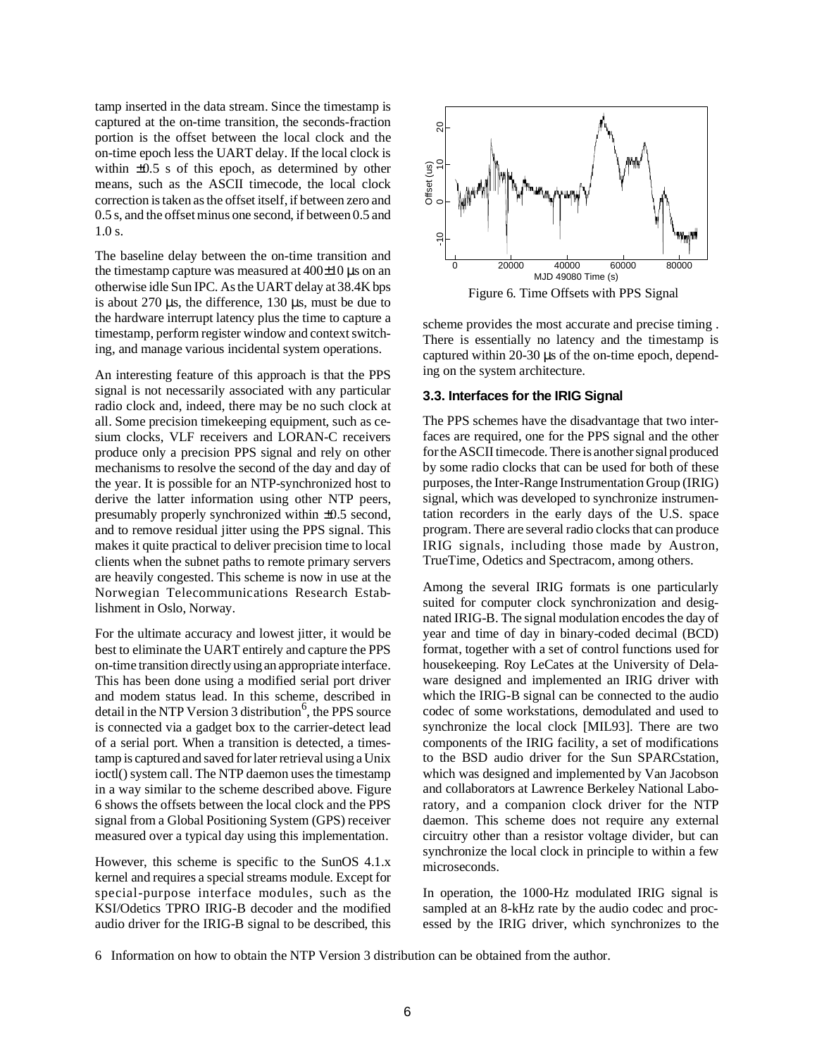tamp inserted in the data stream. Since the timestamp is captured at the on-time transition, the seconds-fraction portion is the offset between the local clock and the on-time epoch less the UART delay. If the local clock is within ±0.5 s of this epoch, as determined by other means, such as the ASCII timecode, the local clock correction is taken as the offset itself, if between zero and 0.5 s, and the offset minus one second, if between 0.5 and 1.0 s.

The baseline delay between the on-time transition and the timestamp capture was measured at 400±10 µs on an otherwise idle Sun IPC. As the UART delay at 38.4K bps is about 270 µs, the difference, 130 µs, must be due to the hardware interrupt latency plus the time to capture a timestamp, perform register window and context switching, and manage various incidental system operations.

An interesting feature of this approach is that the PPS signal is not necessarily associated with any particular radio clock and, indeed, there may be no such clock at all. Some precision timekeeping equipment, such as cesium clocks, VLF receivers and LORAN-C receivers produce only a precision PPS signal and rely on other mechanisms to resolve the second of the day and day of the year. It is possible for an NTP-synchronized host to derive the latter information using other NTP peers, presumably properly synchronized within ±0.5 second, and to remove residual jitter using the PPS signal. This makes it quite practical to deliver precision time to local clients when the subnet paths to remote primary servers are heavily congested. This scheme is now in use at the Norwegian Telecommunications Research Establishment in Oslo, Norway.

For the ultimate accuracy and lowest jitter, it would be best to eliminate the UART entirely and capture the PPS on-time transition directly using an appropriate interface. This has been done using a modified serial port driver and modem status lead. In this scheme, described in detail in the NTP Version 3 distribution[6], the PPS source is connected via a gadget box to the carrier-detect lead of a serial port. When a transition is detected, a timestamp is captured and saved for later retrieval using a Unix ioctl() system call. The NTP daemon uses the timestamp in a way similar to the scheme described above. Figure 6 shows the offsets between the local clock and the PPS signal from a Global Positioning System (GPS) receiver measured over a typical day using this implementation.

However, this scheme is specific to the SunOS 4.1.x kernel and requires a special streams module. Except for special-purpose interface modules, such as the KSI/Odetics TPRO IRIG-B decoder and the modified audio driver for the IRIG-B signal to be described, this scheme provides the most accurate and precise timing . There is essentially no latency and the timestamp is captured within 20-30 µs of the on-time epoch, depending on the system architecture.

Figure 6. Time Offsets with PPS Signal

### 3.3. Interfaces for the IRIG Signal

The PPS schemes have the disadvantage that two interfaces are required, one for the PPS signal and the other for the ASCII timecode. There is another signal produced by some radio clocks that can be used for both of these purposes, the Inter-Range Instrumentation Group (IRIG) signal, which was developed to synchronize instrumentation recorders in the early days of the U.S. space program. There are several radio clocks that can produce IRIG signals, including those made by Austron, TrueTime, Odetics and Spectracom, among others.

Among the several IRIG formats is one particularly suited for computer clock synchronization and designated IRIG-B. The signal modulation encodes the day of year and time of day in binary-coded decimal (BCD) format, together with a set of control functions used for housekeeping. Roy LeCates at the University of Delaware designed and implemented an IRIG driver with which the IRIG-B signal can be connected to the audio codec of some workstations, demodulated and used to synchronize the local clock [MIL93]. There are two components of the IRIG facility, a set of modifications to the BSD audio driver for the Sun SPARCstation, which was designed and implemented by Van Jacobson and collaborators at Lawrence Berkeley National Laboratory, and a companion clock driver for the NTP daemon. This scheme does not require any external circuitry other than a resistor voltage divider, but can synchronize the local clock in principle to within a few microseconds.

In operation, the 1000-Hz modulated IRIG signal is sampled at an 8-kHz rate by the audio codec and processed by the IRIG driver, which synchronizes to the

6 Information on how to obtain the NTP Version 3 distribution can be obtained from the author.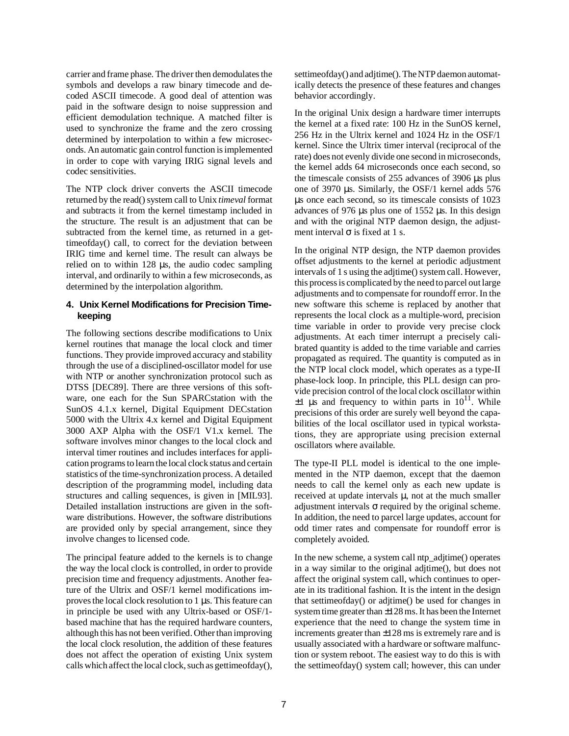carrier and frame phase. The driver then demodulates the symbols and develops a raw binary timecode and decoded ASCII timecode. A good deal of attention was paid in the software design to noise suppression and efficient demodulation technique. A matched filter is used to synchronize the frame and the zero crossing determined by interpolation to within a few microseconds. An automatic gain control function is implemented in order to cope with varying IRIG signal levels and codec sensitivities.

The NTP clock driver converts the ASCII timecode returned by the read() system call to Unix *timeval* format and subtracts it from the kernel timestamp included in the structure. The result is an adjustment that can be subtracted from the kernel time, as returned in a gettimeofday() call, to correct for the deviation between IRIG time and kernel time. The result can always be relied on to within 128 μs, the audio codec sampling interval, and ordinarily to within a few microseconds, as determined by the interpolation algorithm.

## 4. Unix Kernel Modifications for Precision Timekeeping

The following sections describe modifications to Unix kernel routines that manage the local clock and timer functions. They provide improved accuracy and stability through the use of a disciplined-oscillator model for use with NTP or another synchronization protocol such as DTSS [DEC89]. There are three versions of this software, one each for the Sun SPARCstation with the SunOS 4.1.x kernel, Digital Equipment DECstation 5000 with the Ultrix 4.x kernel and Digital Equipment 3000 AXP Alpha with the OSF/1 V1.x kernel. The software involves minor changes to the local clock and interval timer routines and includes interfaces for application programs to learn the local clock status and certain statistics of the time-synchronization process. A detailed description of the programming model, including data structures and calling sequences, is given in [MIL93]. Detailed installation instructions are given in the software distributions. However, the software distributions are provided only by special arrangement, since they involve changes to licensed code.

The principal feature added to the kernels is to change the way the local clock is controlled, in order to provide precision time and frequency adjustments. Another feature of the Ultrix and OSF/1 kernel modifications improves the local clock resolution to 1 μs. This feature can in principle be used with any Ultrix-based or OSF/1-based machine that has the required hardware counters, although this has not been verified. Other than improving the local clock resolution, the addition of these features does not affect the operation of existing Unix system calls which affect the local clock, such as gettimeofday(), settimeofday() and adjtime(). The NTP daemon automatically detects the presence of these features and changes behavior accordingly.

In the original Unix design a hardware timer interrupts the kernel at a fixed rate: 100 Hz in the SunOS kernel, 256 Hz in the Ultrix kernel and 1024 Hz in the OSF/1 kernel. Since the Ultrix timer interval (reciprocal of the rate) does not evenly divide one second in microseconds, the kernel adds 64 microseconds once each second, so the timescale consists of 255 advances of 3906 μs plus one of 3970 μs. Similarly, the OSF/1 kernel adds 576 μs once each second, so its timescale consists of 1023 advances of 976 μs plus one of 1552 μs. In this design and with the original NTP daemon design, the adjustment interval $\sigma$ is fixed at 1 s.

In the original NTP design, the NTP daemon provides offset adjustments to the kernel at periodic adjustment intervals of 1 s using the adjtime() system call. However, this process is complicated by the need to parcel out large adjustments and to compensate for roundoff error. In the new software this scheme is replaced by another that represents the local clock as a multiple-word, precision time variable in order to provide very precise clock adjustments. At each timer interrupt a precisely calibrated quantity is added to the time variable and carries propagated as required. The quantity is computed as in the NTP local clock model, which operates as a type-II phase-lock loop. In principle, this PLL design can provide precision control of the local clock oscillator within ±1 μs and frequency to within parts in $10^{11}$. While precisions of this order are surely well beyond the capabilities of the local oscillator used in typical workstations, they are appropriate using precision external oscillators where available.

The type-II PLL model is identical to the one implemented in the NTP daemon, except that the daemon needs to call the kernel only as each new update is received at update intervals $\mu$, not at the much smaller adjustment intervals $\sigma$ required by the original scheme. In addition, the need to parcel large updates, account for odd timer rates and compensate for roundoff error is completely avoided.

In the new scheme, a system call ntp_adjtime() operates in a way similar to the original adjtime(), but does not affect the original system call, which continues to operate in its traditional fashion. It is the intent in the design that settimeofday() or adjtime() be used for changes in system time greater than ±128 ms. It has been the Internet experience that the need to change the system time in increments greater than ±128 ms is extremely rare and is usually associated with a hardware or software malfunction or system reboot. The easiest way to do this is with the settimeofday() system call; however, this can under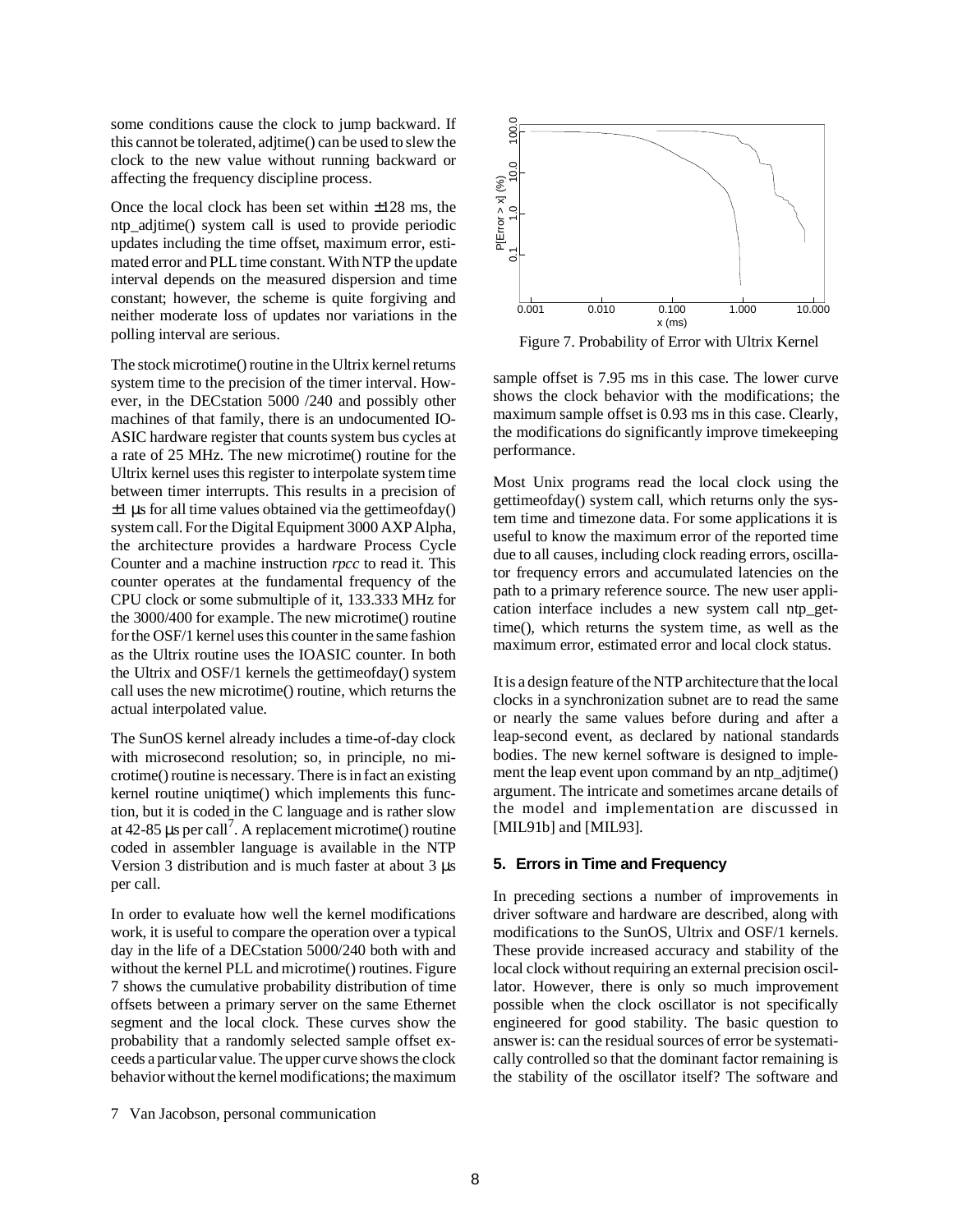some conditions cause the clock to jump backward. If this cannot be tolerated, adjtime() can be used to slew the clock to the new value without running backward or affecting the frequency discipline process.

Once the local clock has been set within ±128 ms, the ntp_adjtime() system call is used to provide periodic updates including the time offset, maximum error, estimated error and PLL time constant. With NTP the update interval depends on the measured dispersion and time constant; however, the scheme is quite forgiving and neither moderate loss of updates nor variations in the polling interval are serious.

The stock microtime() routine in the Ultrix kernel returns system time to the precision of the timer interval. However, in the DECstation 5000 /240 and possibly other machines of that family, there is an undocumented IO-ASIC hardware register that counts system bus cycles at a rate of 25 MHz. The new microtime() routine for the Ultrix kernel uses this register to interpolate system time between timer interrupts. This results in a precision of ±1 µs for all time values obtained via the gettimeofday() system call. For the Digital Equipment 3000 AXP Alpha, the architecture provides a hardware Process Cycle Counter and a machine instruction *rpcc* to read it. This counter operates at the fundamental frequency of the CPU clock or some submultiple of it, 133.333 MHz for the 3000/400 for example. The new microtime() routine for the OSF/1 kernel uses this counter in the same fashion as the Ultrix routine uses the IOASIC counter. In both the Ultrix and OSF/1 kernels the gettimeofday() system call uses the new microtime() routine, which returns the actual interpolated value.

The SunOS kernel already includes a time-of-day clock with microsecond resolution; so, in principle, no microtime() routine is necessary. There is in fact an existing kernel routine uniqtime() which implements this function, but it is coded in the C language and is rather slow at 42-85 µs per call[7]. A replacement microtime() routine coded in assembler language is available in the NTP Version 3 distribution and is much faster at about 3 µs per call.

In order to evaluate how well the kernel modifications work, it is useful to compare the operation over a typical day in the life of a DECstation 5000/240 both with and without the kernel PLL and microtime() routines. Figure 7 shows the cumulative probability distribution of time offsets between a primary server on the same Ethernet segment and the local clock. These curves show the probability that a randomly selected sample offset exceeds a particular value. The upper curve shows the clock behavior without the kernel modifications; the maximum sample offset is 7.95 ms in this case. The lower curve shows the clock behavior with the modifications; the maximum sample offset is 0.93 ms in this case. Clearly, the modifications do significantly improve timekeeping performance.

Figure 7. Probability of Error with Ultrix Kernel

Most Unix programs read the local clock using the gettimeofday() system call, which returns only the system time and timezone data. For some applications it is useful to know the maximum error of the reported time due to all causes, including clock reading errors, oscillator frequency errors and accumulated latencies on the path to a primary reference source. The new user application interface includes a new system call ntp_gettime(), which returns the system time, as well as the maximum error, estimated error and local clock status.

It is a design feature of the NTP architecture that the local clocks in a synchronization subnet are to read the same or nearly the same values before during and after a leap-second event, as declared by national standards bodies. The new kernel software is designed to implement the leap event upon command by an ntp_adjtime() argument. The intricate and sometimes arcane details of the model and implementation are discussed in [MIL91b] and [MIL93].

## 5. Errors in Time and Frequency

In preceding sections a number of improvements in driver software and hardware are described, along with modifications to the SunOS, Ultrix and OSF/1 kernels. These provide increased accuracy and stability of the local clock without requiring an external precision oscillator. However, there is only so much improvement possible when the clock oscillator is not specifically engineered for good stability. The basic question to answer is: can the residual sources of error be systematically controlled so that the dominant factor remaining is the stability of the oscillator itself? The software and

7 Van Jacobson, personal communication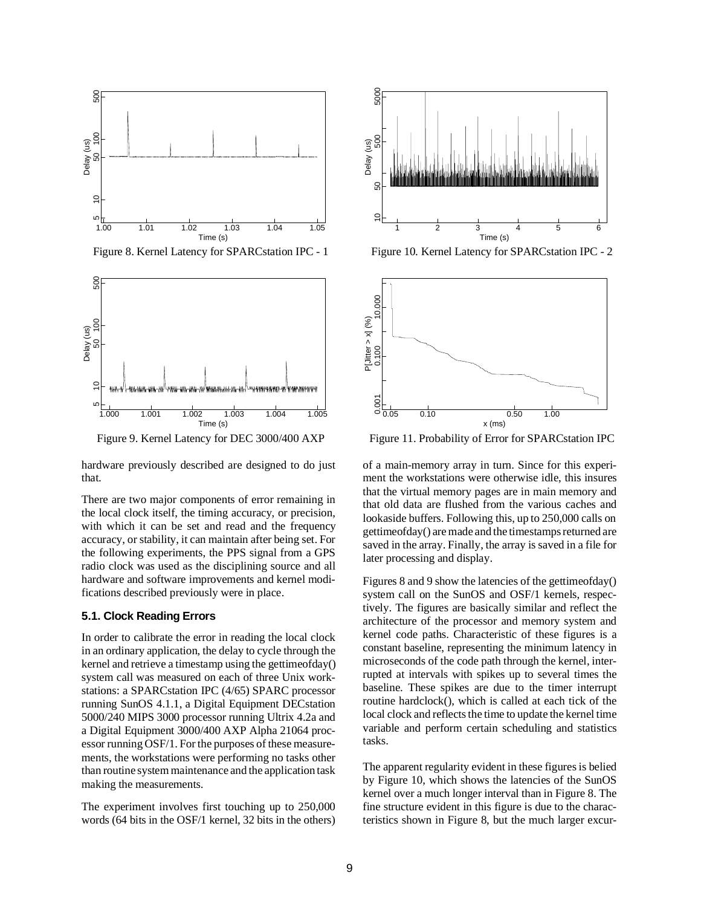Figure 8. Kernel Latency for SPARCstation IPC - 1

Figure 9. Kernel Latency for DEC 3000/400 AXP

Figure 10. Kernel Latency for SPARCstation IPC - 2

Figure 11. Probability of Error for SPARCstation IPC

hardware previously described are designed to do just that.

There are two major components of error remaining in the local clock itself, the timing accuracy, or precision, with which it can be set and read and the frequency accuracy, or stability, it can maintain after being set. For the following experiments, the PPS signal from a GPS radio clock was used as the disciplining source and all hardware and software improvements and kernel modifications described previously were in place.

### 5.1. Clock Reading Errors

In order to calibrate the error in reading the local clock in an ordinary application, the delay to cycle through the kernel and retrieve a timestamp using the gettimeofday() system call was measured on each of three Unix workstations: a SPARCstation IPC (4/65) SPARC processor running SunOS 4.1.1, a Digital Equipment DECstation 5000/240 MIPS 3000 processor running Ultrix 4.2a and a Digital Equipment 3000/400 AXP Alpha 21064 processor running OSF/1. For the purposes of these measurements, the workstations were performing no tasks other than routine system maintenance and the application task making the measurements.

The experiment involves first touching up to 250,000 words (64 bits in the OSF/1 kernel, 32 bits in the others) of a main-memory array in turn. Since for this experiment the workstations were otherwise idle, this insures that the virtual memory pages are in main memory and that old data are flushed from the various caches and lookaside buffers. Following this, up to 250,000 calls on gettimeofday() are made and the timestamps returned are saved in the array. Finally, the array is saved in a file for later processing and display.

Figures 8 and 9 show the latencies of the gettimeofday() system call on the SunOS and OSF/1 kernels, respectively. The figures are basically similar and reflect the architecture of the processor and memory system and kernel code paths. Characteristic of these figures is a constant baseline, representing the minimum latency in microseconds of the code path through the kernel, interrupted at intervals with spikes up to several times the baseline. These spikes are due to the timer interrupt routine hardclock(), which is called at each tick of the local clock and reflects the time to update the kernel time variable and perform certain scheduling and statistics tasks.

The apparent regularity evident in these figures is belied by Figure 10, which shows the latencies of the SunOS kernel over a much longer interval than in Figure 8. The fine structure evident in this figure is due to the characteristics shown in Figure 8, but the much larger excur-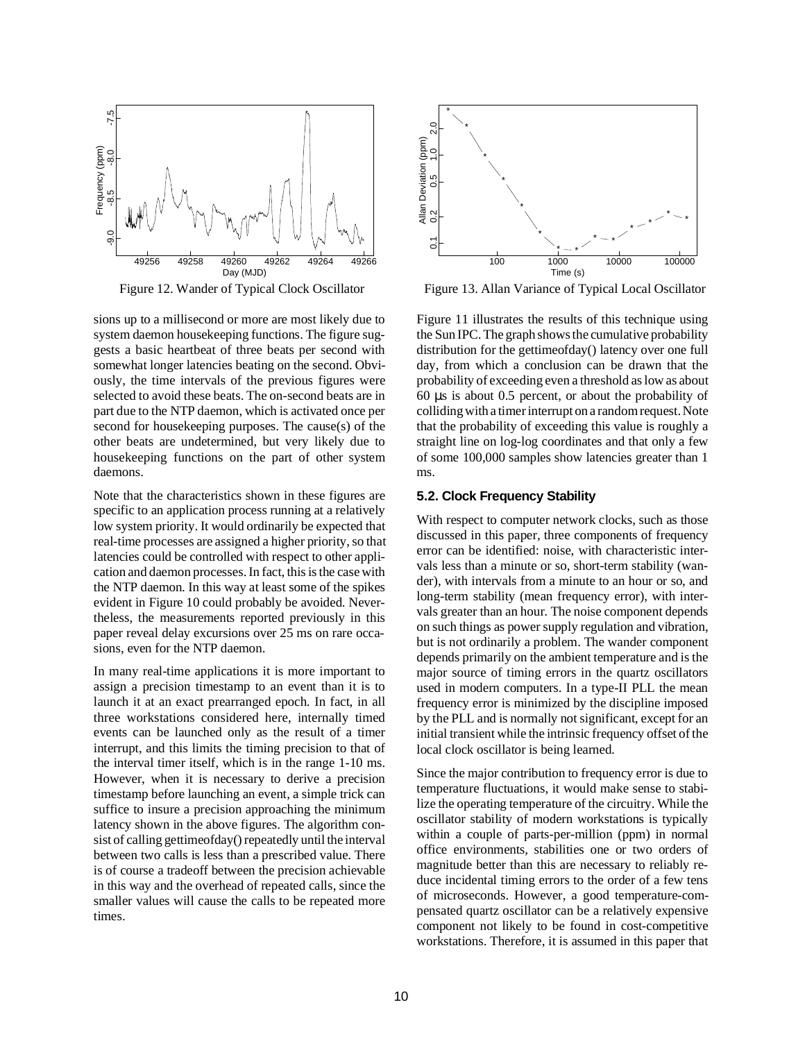Figure 12. Wander of Typical Clock Oscillator

Figure 13. Allan Variance of Typical Local Oscillator

sions up to a millisecond or more are most likely due to system daemon housekeeping functions. The figure suggests a basic heartbeat of three beats per second with somewhat longer latencies beating on the second. Obviously, the time intervals of the previous figures were selected to avoid these beats. The on-second beats are in part due to the NTP daemon, which is activated once per second for housekeeping purposes. The cause(s) of the other beats are undetermined, but very likely due to housekeeping functions on the part of other system daemons.

Note that the characteristics shown in these figures are specific to an application process running at a relatively low system priority. It would ordinarily be expected that real-time processes are assigned a higher priority, so that latencies could be controlled with respect to other application and daemon processes. In fact, this is the case with the NTP daemon. In this way at least some of the spikes evident in Figure 10 could probably be avoided. Nevertheless, the measurements reported previously in this paper reveal delay excursions over 25 ms on rare occasions, even for the NTP daemon.

In many real-time applications it is more important to assign a precision timestamp to an event than it is to launch it at an exact prearranged epoch. In fact, in all three workstations considered here, internally timed events can be launched only as the result of a timer interrupt, and this limits the timing precision to that of the interval timer itself, which is in the range 1-10 ms. However, when it is necessary to derive a precision timestamp before launching an event, a simple trick can suffice to insure a precision approaching the minimum latency shown in the above figures. The algorithm consist of calling gettimeofday() repeatedly until the interval between two calls is less than a prescribed value. There is of course a tradeoff between the precision achievable in this way and the overhead of repeated calls, since the smaller values will cause the calls to be repeated more times.

Figure 11 illustrates the results of this technique using the Sun IPC. The graph shows the cumulative probability distribution for the gettimeofday() latency over one full day, from which a conclusion can be drawn that the probability of exceeding even a threshold as low as about 60 μs is about 0.5 percent, or about the probability of colliding with a timer interrupt on a random request. Note that the probability of exceeding this value is roughly a straight line on log-log coordinates and that only a few of some 100,000 samples show latencies greater than 1 ms.

### 5.2. Clock Frequency Stability

With respect to computer network clocks, such as those discussed in this paper, three components of frequency error can be identified: noise, with characteristic intervals less than a minute or so, short-term stability (wander), with intervals from a minute to an hour or so, and long-term stability (mean frequency error), with intervals greater than an hour. The noise component depends on such things as power supply regulation and vibration, but is not ordinarily a problem. The wander component depends primarily on the ambient temperature and is the major source of timing errors in the quartz oscillators used in modern computers. In a type-II PLL the mean frequency error is minimized by the discipline imposed by the PLL and is normally not significant, except for an initial transient while the intrinsic frequency offset of the local clock oscillator is being learned.

Since the major contribution to frequency error is due to temperature fluctuations, it would make sense to stabilize the operating temperature of the circuitry. While the oscillator stability of modern workstations is typically within a couple of parts-per-million (ppm) in normal office environments, stabilities one or two orders of magnitude better than this are necessary to reliably reduce incidental timing errors to the order of a few tens of microseconds. However, a good temperature-compensated quartz oscillator can be a relatively expensive component not likely to be found in cost-competitive workstations. Therefore, it is assumed in this paper that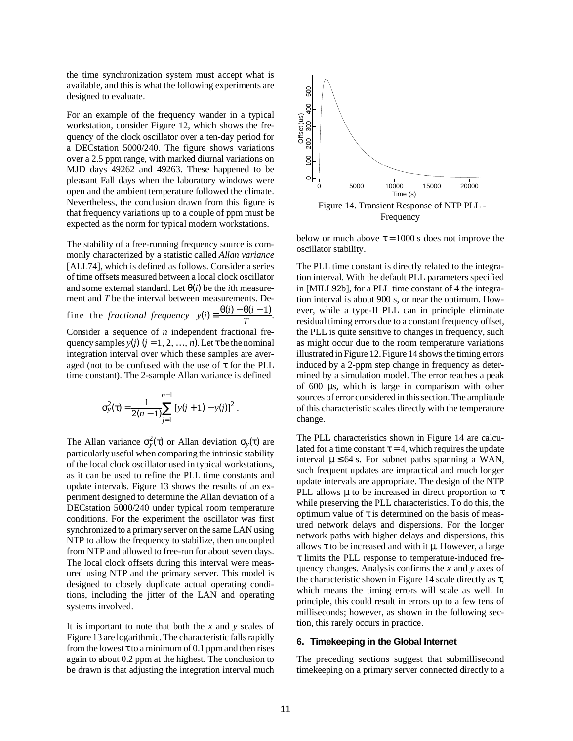the time synchronization system must accept what is available, and this is what the following experiments are designed to evaluate.

For an example of the frequency wander in a typical workstation, consider Figure 12, which shows the frequency of the clock oscillator over a ten-day period for a DECstation 5000/240. The figure shows variations over a 2.5 ppm range, with marked diurnal variations on MJD days 49262 and 49263. These happened to be pleasant Fall days when the laboratory windows were open and the ambient temperature followed the climate. Nevertheless, the conclusion drawn from this figure is that frequency variations up to a couple of ppm must be expected as the norm for typical modern workstations.

The stability of a free-running frequency source is commonly characterized by a statistic called *Allan variance* [ALL74], which is defined as follows. Consider a series of time offsets measured between a local clock oscillator and some external standard. Let $\theta(i)$ be the $i$th measurement and $T$ be the interval between measurements. Define the *fractional frequency* $y(i) \equiv \frac{\theta(i) - \theta(i-1)}{T}$.

Consider a sequence of $n$ independent fractional frequency samples $y(j)$ $(j = 1, 2, \ldots, n)$. Let $\tau$ be the nominal integration interval over which these samples are averaged (not to be confused with the use of $\tau$ for the PLL time constant). The 2-sample Allan variance is defined

$$\sigma_y^2(\tau) = \frac{1}{2(n-1)} \sum_{j=1}^{n-1} [y(j+1) - y(j)]^2 .$$

The Allan variance $\sigma_y^2(\tau)$ or Allan deviation $\sigma_y(\tau)$ are particularly useful when comparing the intrinsic stability of the local clock oscillator used in typical workstations, as it can be used to refine the PLL time constants and update intervals. Figure 13 shows the results of an experiment designed to determine the Allan deviation of a DECstation 5000/240 under typical room temperature conditions. For the experiment the oscillator was first synchronized to a primary server on the same LAN using NTP to allow the frequency to stabilize, then uncoupled from NTP and allowed to free-run for about seven days. The local clock offsets during this interval were measured using NTP and the primary server. This model is designed to closely duplicate actual operating conditions, including the jitter of the LAN and operating systems involved.

It is important to note that both the $x$ and $y$ scales of Figure 13 are logarithmic. The characteristic falls rapidly from the lowest $\tau$ to a minimum of 0.1 ppm and then rises again to about 0.2 ppm at the highest. The conclusion to be drawn is that adjusting the integration interval much below or much above $\tau = 1000$ s does not improve the oscillator stability.

Figure 14. Transient Response of NTP PLL - Frequency

The PLL time constant is directly related to the integration interval. With the default PLL parameters specified in [MILL92b], for a PLL time constant of 4 the integration interval is about 900 s, or near the optimum. However, while a type-II PLL can in principle eliminate residual timing errors due to a constant frequency offset, the PLL is quite sensitive to changes in frequency, such as might occur due to the room temperature variations illustrated in Figure 12. Figure 14 shows the timing errors induced by a 2-ppm step change in frequency as determined by a simulation model. The error reaches a peak of 600 μs, which is large in comparison with other sources of error considered in this section. The amplitude of this characteristic scales directly with the temperature change.

The PLL characteristics shown in Figure 14 are calculated for a time constant $\tau = 4$, which requires the update interval $\mu \le 64$ s. For subnet paths spanning a WAN, such frequent updates are impractical and much longer update intervals are appropriate. The design of the NTP PLL allows $\mu$ to be increased in direct proportion to $\tau$ while preserving the PLL characteristics. To do this, the optimum value of $\tau$ is determined on the basis of measured network delays and dispersions. For the longer network paths with higher delays and dispersions, this allows $\tau$ to be increased and with it $\mu$. However, a large $\tau$ limits the PLL response to temperature-induced frequency changes. Analysis confirms the $x$ and $y$ axes of the characteristic shown in Figure 14 scale directly as $\tau$, which means the timing errors will scale as well. In principle, this could result in errors up to a few tens of milliseconds; however, as shown in the following section, this rarely occurs in practice.

## 6. Timekeeping in the Global Internet

The preceding sections suggest that submillisecond timekeeping on a primary server connected directly to a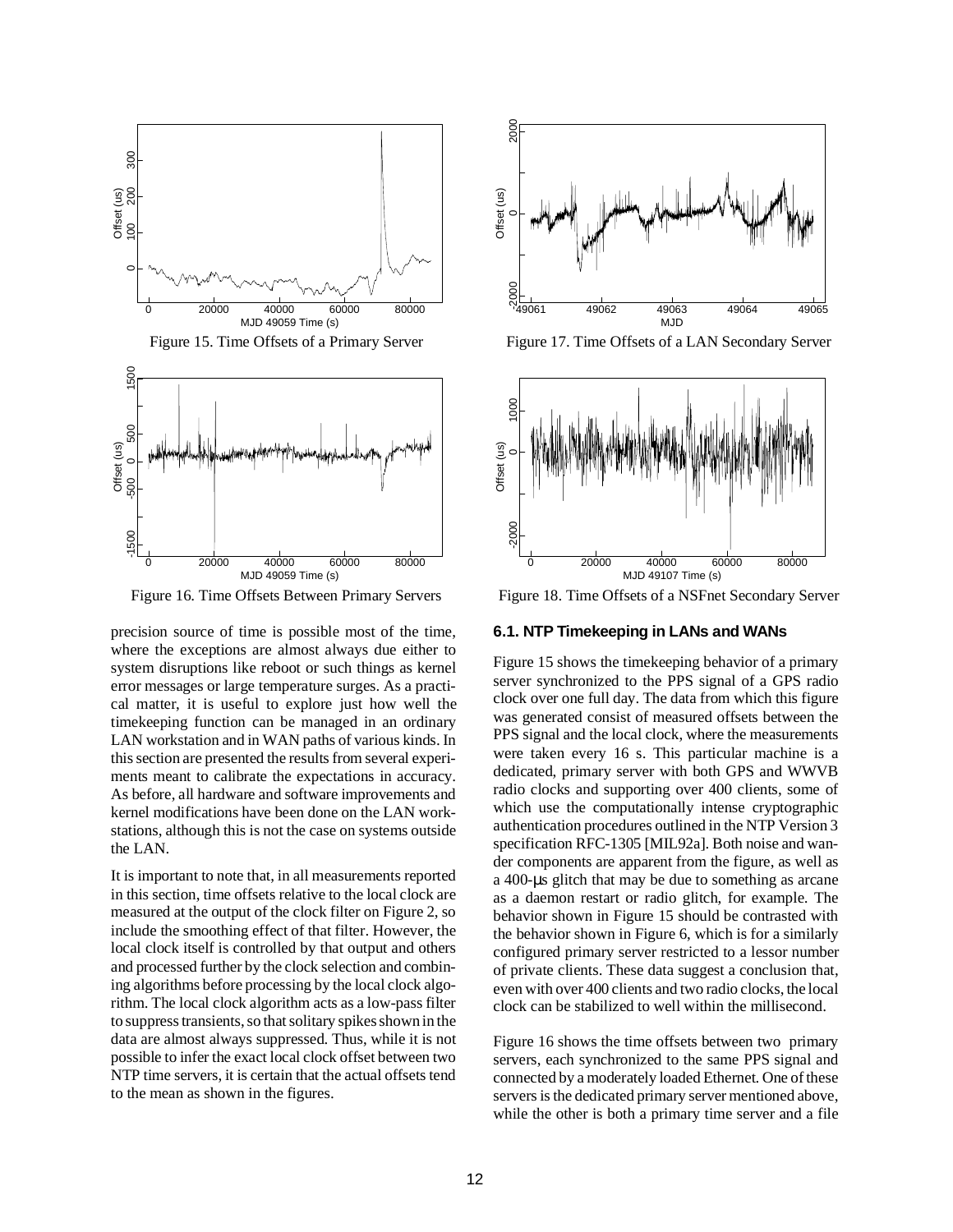Figure 15. Time Offsets of a Primary Server

Figure 16. Time Offsets Between Primary Servers

precision source of time is possible most of the time, where the exceptions are almost always due either to system disruptions like reboot or such things as kernel error messages or large temperature surges. As a practical matter, it is useful to explore just how well the timekeeping function can be managed in an ordinary LAN workstation and in WAN paths of various kinds. In this section are presented the results from several experiments meant to calibrate the expectations in accuracy. As before, all hardware and software improvements and kernel modifications have been done on the LAN workstations, although this is not the case on systems outside the LAN.

It is important to note that, in all measurements reported in this section, time offsets relative to the local clock are measured at the output of the clock filter on Figure 2, so include the smoothing effect of that filter. However, the local clock itself is controlled by that output and others and processed further by the clock selection and combining algorithms before processing by the local clock algorithm. The local clock algorithm acts as a low-pass filter to suppress transients, so that solitary spikes shown in the data are almost always suppressed. Thus, while it is not possible to infer the exact local clock offset between two NTP time servers, it is certain that the actual offsets tend to the mean as shown in the figures.

Figure 17. Time Offsets of a LAN Secondary Server

Figure 18. Time Offsets of a NSFnet Secondary Server

### 6.1. NTP Timekeeping in LANs and WANs

Figure 15 shows the timekeeping behavior of a primary server synchronized to the PPS signal of a GPS radio clock over one full day. The data from which this figure was generated consist of measured offsets between the PPS signal and the local clock, where the measurements were taken every 16 s. This particular machine is a dedicated, primary server with both GPS and WWVB radio clocks and supporting over 400 clients, some of which use the computationally intense cryptographic authentication procedures outlined in the NTP Version 3 specification RFC-1305 [MIL92a]. Both noise and wander components are apparent from the figure, as well as a 400-μs glitch that may be due to something as arcane as a daemon restart or radio glitch, for example. The behavior shown in Figure 15 should be contrasted with the behavior shown in Figure 6, which is for a similarly configured primary server restricted to a lessor number of private clients. These data suggest a conclusion that, even with over 400 clients and two radio clocks, the local clock can be stabilized to well within the millisecond.

Figure 16 shows the time offsets between two primary servers, each synchronized to the same PPS signal and connected by a moderately loaded Ethernet. One of these servers is the dedicated primary server mentioned above, while the other is both a primary time server and a file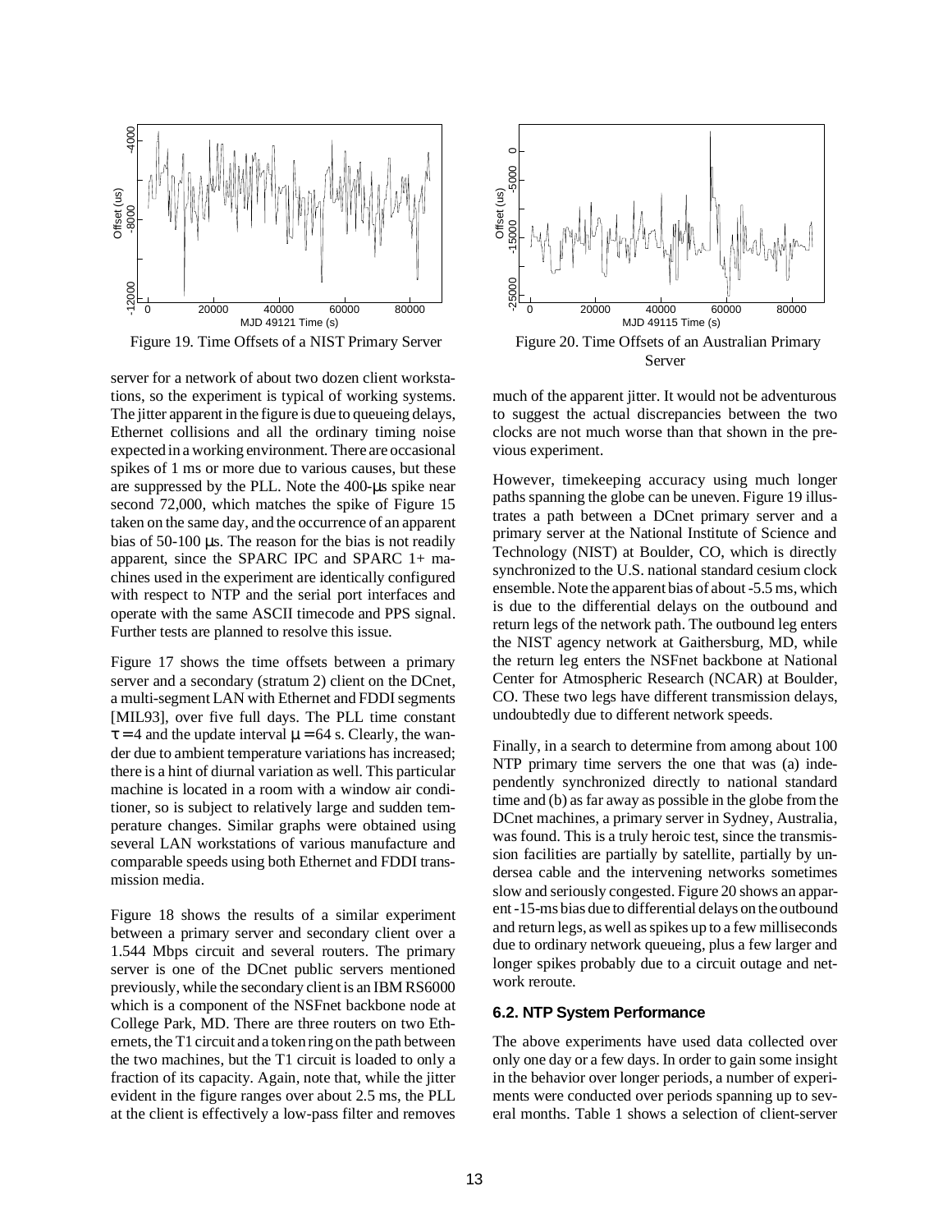Figure 19. Time Offsets of a NIST Primary Server

Figure 20. Time Offsets of an Australian Primary Server

server for a network of about two dozen client workstations, so the experiment is typical of working systems. The jitter apparent in the figure is due to queueing delays, Ethernet collisions and all the ordinary timing noise expected in a working environment. There are occasional spikes of 1 ms or more due to various causes, but these are suppressed by the PLL. Note the 400-μs spike near second 72,000, which matches the spike of Figure 15 taken on the same day, and the occurrence of an apparent bias of 50-100 μs. The reason for the bias is not readily apparent, since the SPARC IPC and SPARC 1+ machines used in the experiment are identically configured with respect to NTP and the serial port interfaces and operate with the same ASCII timecode and PPS signal. Further tests are planned to resolve this issue.

Figure 17 shows the time offsets between a primary server and a secondary (stratum 2) client on the DCnet, a multi-segment LAN with Ethernet and FDDI segments [MIL93], over five full days. The PLL time constant $\tau = 4$ and the update interval $\mu = 64$ s. Clearly, the wander due to ambient temperature variations has increased; there is a hint of diurnal variation as well. This particular machine is located in a room with a window air conditioner, so is subject to relatively large and sudden temperature changes. Similar graphs were obtained using several LAN workstations of various manufacture and comparable speeds using both Ethernet and FDDI transmission media.

Figure 18 shows the results of a similar experiment between a primary server and secondary client over a 1.544 Mbps circuit and several routers. The primary server is one of the DCnet public servers mentioned previously, while the secondary client is an IBM RS6000 which is a component of the NSFnet backbone node at College Park, MD. There are three routers on two Ethernets, the T1 circuit and a token ring on the path between the two machines, but the T1 circuit is loaded to only a fraction of its capacity. Again, note that, while the jitter evident in the figure ranges over about 2.5 ms, the PLL at the client is effectively a low-pass filter and removes much of the apparent jitter. It would not be adventurous to suggest the actual discrepancies between the two clocks are not much worse than that shown in the previous experiment.

However, timekeeping accuracy using much longer paths spanning the globe can be uneven. Figure 19 illustrates a path between a DCnet primary server and a primary server at the National Institute of Science and Technology (NIST) at Boulder, CO, which is directly synchronized to the U.S. national standard cesium clock ensemble. Note the apparent bias of about -5.5 ms, which is due to the differential delays on the outbound and return legs of the network path. The outbound leg enters the NIST agency network at Gaithersburg, MD, while the return leg enters the NSFnet backbone at National Center for Atmospheric Research (NCAR) at Boulder, CO. These two legs have different transmission delays, undoubtedly due to different network speeds.

Finally, in a search to determine from among about 100 NTP primary time servers the one that was (a) independently synchronized directly to national standard time and (b) as far away as possible in the globe from the DCnet machines, a primary server in Sydney, Australia, was found. This is a truly heroic test, since the transmission facilities are partially by satellite, partially by undersea cable and the intervening networks sometimes slow and seriously congested. Figure 20 shows an apparent -15-ms bias due to differential delays on the outbound and return legs, as well as spikes up to a few milliseconds due to ordinary network queueing, plus a few larger and longer spikes probably due to a circuit outage and network reroute.

### 6.2. NTP System Performance

The above experiments have used data collected over only one day or a few days. In order to gain some insight in the behavior over longer periods, a number of experiments were conducted over periods spanning up to several months. Table 1 shows a selection of client-server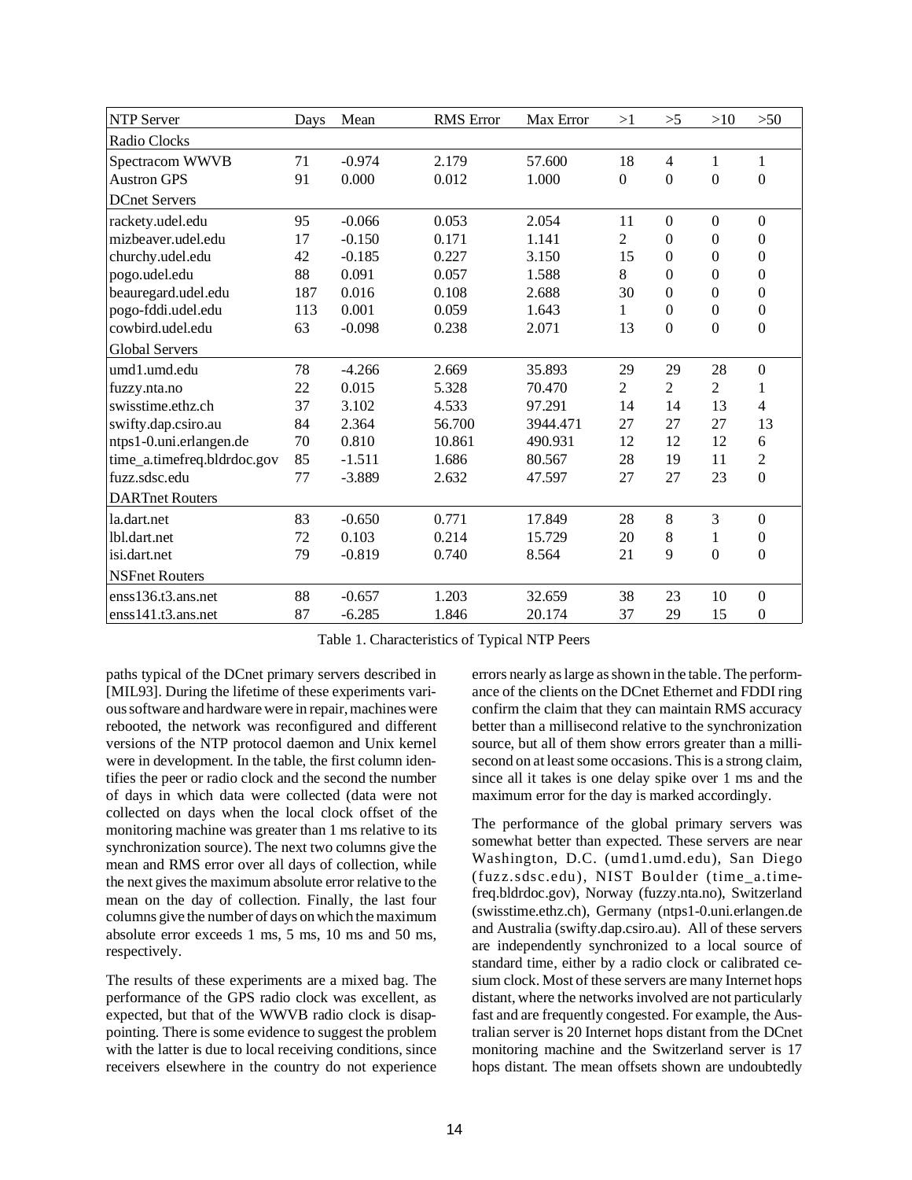| NTP Server | Days | Mean | RMS Error | Max Error | >1 | >5 | >10 | >50 |
|---|---|---|---|---|---|---|---|---|
| Radio Clocks | | | | | | | | |
| Spectracom WWVB | 71 | -0.974 | 2.179 | 57.600 | 18 | 4 | 1 | 1 |
| Austron GPS | 91 | 0.000 | 0.012 | 1.000 | 0 | 0 | 0 | 0 |
| DCnet Servers | | | | | | | | |
| rackety.udel.edu | 95 | -0.066 | 0.053 | 2.054 | 11 | 0 | 0 | 0 |
| mizbeaver.udel.edu | 17 | -0.150 | 0.171 | 1.141 | 2 | 0 | 0 | 0 |
| churchy.udel.edu | 42 | -0.185 | 0.227 | 3.150 | 15 | 0 | 0 | 0 |
| pogo.udel.edu | 88 | 0.091 | 0.057 | 1.588 | 8 | 0 | 0 | 0 |
| beauregard.udel.edu | 187 | 0.016 | 0.108 | 2.688 | 30 | 0 | 0 | 0 |
| pogo-fddi.udel.edu | 113 | 0.001 | 0.059 | 1.643 | 1 | 0 | 0 | 0 |
| cowbird.udel.edu | 63 | -0.098 | 0.238 | 2.071 | 13 | 0 | 0 | 0 |
| Global Servers | | | | | | | | |
| umd1.umd.edu | 78 | -4.266 | 2.669 | 35.893 | 29 | 29 | 28 | 0 |
| fuzzy.nta.no | 22 | 0.015 | 5.328 | 70.470 | 2 | 2 | 2 | 1 |
| swisstime.ethz.ch | 37 | 3.102 | 4.533 | 97.291 | 14 | 14 | 13 | 4 |
| swifty.dap.csiro.au | 84 | 2.364 | 56.700 | 3944.471 | 27 | 27 | 27 | 13 |
| ntps1-0.uni.erlangen.de | 70 | 0.810 | 10.861 | 490.931 | 12 | 12 | 12 | 6 |
| time_a.timefreq.bldrdoc.gov | 85 | -1.511 | 1.686 | 80.567 | 28 | 19 | 11 | 2 |
| fuzz.sdsc.edu | 77 | -3.889 | 2.632 | 47.597 | 27 | 27 | 23 | 0 |
| DARTnet Routers | | | | | | | | |
| la.dart.net | 83 | -0.650 | 0.771 | 17.849 | 28 | 8 | 3 | 0 |
| lbl.dart.net | 72 | 0.103 | 0.214 | 15.729 | 20 | 8 | 1 | 0 |
| isi.dart.net | 79 | -0.819 | 0.740 | 8.564 | 21 | 9 | 0 | 0 |
| NSFnet Routers | | | | | | | | |
| enss136.t3.ans.net | 88 | -0.657 | 1.203 | 32.659 | 38 | 23 | 10 | 0 |
| enss141.t3.ans.net | 87 | -6.285 | 1.846 | 20.174 | 37 | 29 | 15 | 0 |

Table 1. Characteristics of Typical NTP Peers

paths typical of the DCnet primary servers described in [MIL93]. During the lifetime of these experiments various software and hardware were in repair, machines were rebooted, the network was reconfigured and different versions of the NTP protocol daemon and Unix kernel were in development. In the table, the first column identifies the peer or radio clock and the second the number of days in which data were collected (data were not collected on days when the local clock offset of the monitoring machine was greater than 1 ms relative to its synchronization source). The next two columns give the mean and RMS error over all days of collection, while the next gives the maximum absolute error relative to the mean on the day of collection. Finally, the last four columns give the number of days on which the maximum absolute error exceeds 1 ms, 5 ms, 10 ms and 50 ms, respectively.

The results of these experiments are a mixed bag. The performance of the GPS radio clock was excellent, as expected, but that of the WWVB radio clock is disappointing. There is some evidence to suggest the problem with the latter is due to local receiving conditions, since receivers elsewhere in the country do not experience errors nearly as large as shown in the table. The performance of the clients on the DCnet Ethernet and FDDI ring confirm the claim that they can maintain RMS accuracy better than a millisecond relative to the synchronization source, but all of them show errors greater than a millisecond on at least some occasions. This is a strong claim, since all it takes is one delay spike over 1 ms and the maximum error for the day is marked accordingly.

The performance of the global primary servers was somewhat better than expected. These servers are near Washington, D.C. (umd1.umd.edu), San Diego (fuzz.sdsc.edu), NIST Boulder (time_a.timefreq.bldrdoc.gov), Norway (fuzzy.nta.no), Switzerland (swisstime.ethz.ch), Germany (ntps1-0.uni.erlangen.de and Australia (swifty.dap.csiro.au). All of these servers are independently synchronized to a local source of standard time, either by a radio clock or calibrated cesium clock. Most of these servers are many Internet hops distant, where the networks involved are not particularly fast and are frequently congested. For example, the Australian server is 20 Internet hops distant from the DCnet monitoring machine and the Switzerland server is 17 hops distant. The mean offsets shown are undoubtedly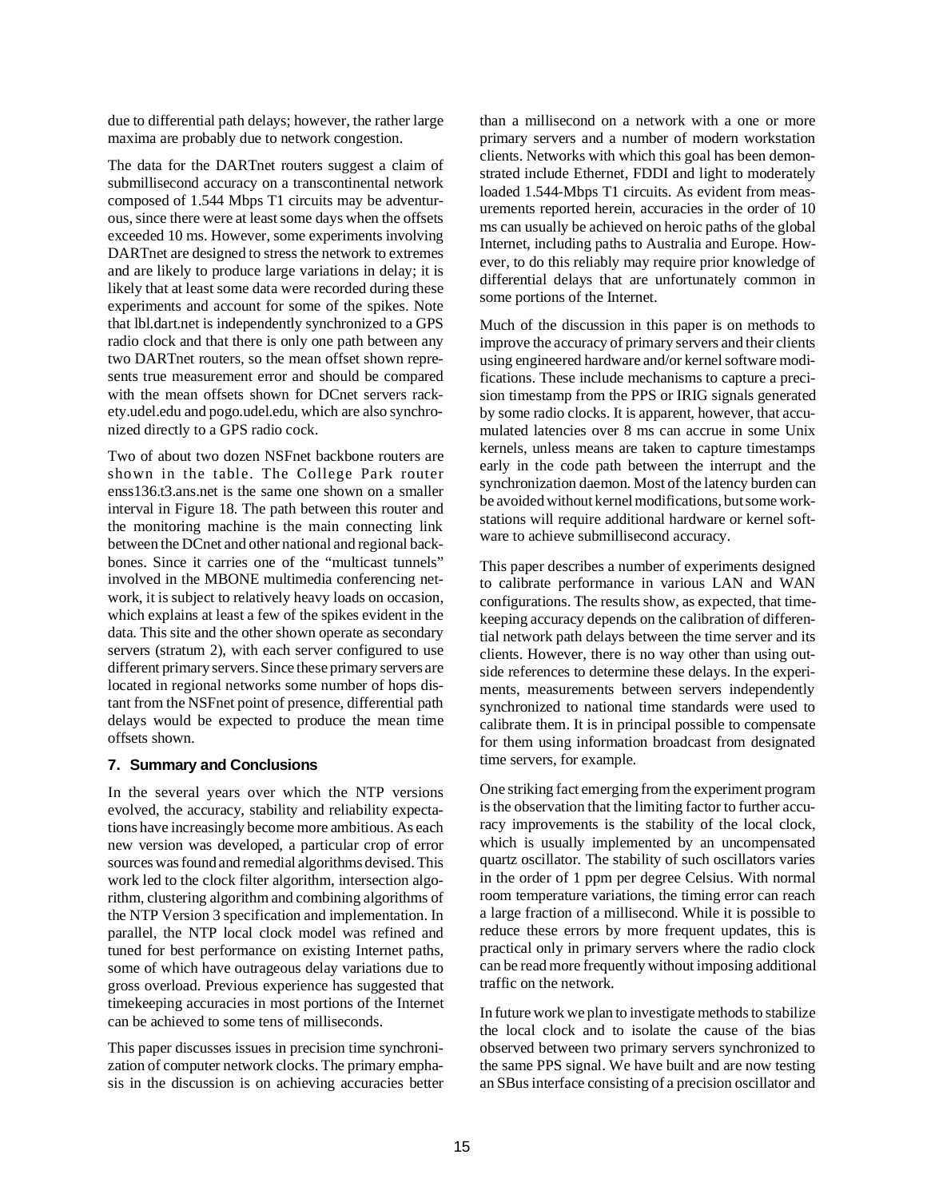due to differential path delays; however, the rather large maxima are probably due to network congestion.

The data for the DARTnet routers suggest a claim of submillisecond accuracy on a transcontinental network composed of 1.544 Mbps T1 circuits may be adventurous, since there were at least some days when the offsets exceeded 10 ms. However, some experiments involving DARTnet are designed to stress the network to extremes and are likely to produce large variations in delay; it is likely that at least some data were recorded during these experiments and account for some of the spikes. Note that lbl.dart.net is independently synchronized to a GPS radio clock and that there is only one path between any two DARTnet routers, so the mean offset shown represents true measurement error and should be compared with the mean offsets shown for DCnet servers rackety.udel.edu and pogo.udel.edu, which are also synchronized directly to a GPS radio cock.

Two of about two dozen NSFnet backbone routers are shown in the table. The College Park router enss136.t3.ans.net is the same one shown on a smaller interval in Figure 18. The path between this router and the monitoring machine is the main connecting link between the DCnet and other national and regional backbones. Since it carries one of the "multicast tunnels" involved in the MBONE multimedia conferencing network, it is subject to relatively heavy loads on occasion, which explains at least a few of the spikes evident in the data. This site and the other shown operate as secondary servers (stratum 2), with each server configured to use different primary servers. Since these primary servers are located in regional networks some number of hops distant from the NSFnet point of presence, differential path delays would be expected to produce the mean time offsets shown.

### 7. Summary and Conclusions

In the several years over which the NTP versions evolved, the accuracy, stability and reliability expectations have increasingly become more ambitious. As each new version was developed, a particular crop of error sources was found and remedial algorithms devised. This work led to the clock filter algorithm, intersection algorithm, clustering algorithm and combining algorithms of the NTP Version 3 specification and implementation. In parallel, the NTP local clock model was refined and tuned for best performance on existing Internet paths, some of which have outrageous delay variations due to gross overload. Previous experience has suggested that timekeeping accuracies in most portions of the Internet can be achieved to some tens of milliseconds.

This paper discusses issues in precision time synchronization of computer network clocks. The primary emphasis in the discussion is on achieving accuracies better than a millisecond on a network with a one or more primary servers and a number of modern workstation clients. Networks with which this goal has been demonstrated include Ethernet, FDDI and light to moderately loaded 1.544-Mbps T1 circuits. As evident from measurements reported herein, accuracies in the order of 10 ms can usually be achieved on heroic paths of the global Internet, including paths to Australia and Europe. However, to do this reliably may require prior knowledge of differential delays that are unfortunately common in some portions of the Internet.

Much of the discussion in this paper is on methods to improve the accuracy of primary servers and their clients using engineered hardware and/or kernel software modifications. These include mechanisms to capture a precision timestamp from the PPS or IRIG signals generated by some radio clocks. It is apparent, however, that accumulated latencies over 8 ms can accrue in some Unix kernels, unless means are taken to capture timestamps early in the code path between the interrupt and the synchronization daemon. Most of the latency burden can be avoided without kernel modifications, but some workstations will require additional hardware or kernel software to achieve submillisecond accuracy.

This paper describes a number of experiments designed to calibrate performance in various LAN and WAN configurations. The results show, as expected, that timekeeping accuracy depends on the calibration of differential network path delays between the time server and its clients. However, there is no way other than using outside references to determine these delays. In the experiments, measurements between servers independently synchronized to national time standards were used to calibrate them. It is in principal possible to compensate for them using information broadcast from designated time servers, for example.

One striking fact emerging from the experiment program is the observation that the limiting factor to further accuracy improvements is the stability of the local clock, which is usually implemented by an uncompensated quartz oscillator. The stability of such oscillators varies in the order of 1 ppm per degree Celsius. With normal room temperature variations, the timing error can reach a large fraction of a millisecond. While it is possible to reduce these errors by more frequent updates, this is practical only in primary servers where the radio clock can be read more frequently without imposing additional traffic on the network.

In future work we plan to investigate methods to stabilize the local clock and to isolate the cause of the bias observed between two primary servers synchronized to the same PPS signal. We have built and are now testing an SBus interface consisting of a precision oscillator and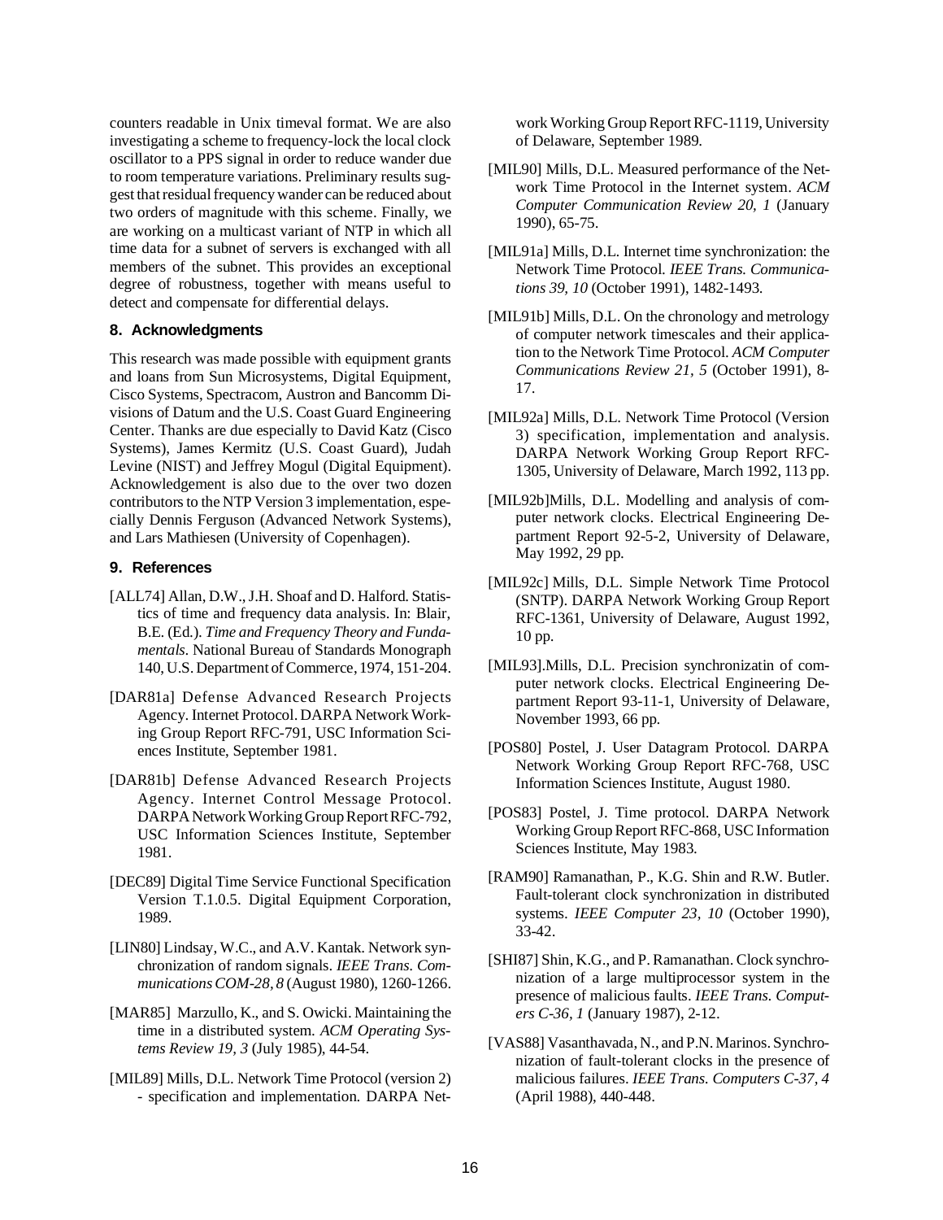counters readable in Unix timeval format. We are also investigating a scheme to frequency-lock the local clock oscillator to a PPS signal in order to reduce wander due to room temperature variations. Preliminary results suggest that residual frequency wander can be reduced about two orders of magnitude with this scheme. Finally, we are working on a multicast variant of NTP in which all time data for a subnet of servers is exchanged with all members of the subnet. This provides an exceptional degree of robustness, together with means useful to detect and compensate for differential delays.

## 8. Acknowledgments

This research was made possible with equipment grants and loans from Sun Microsystems, Digital Equipment, Cisco Systems, Spectracom, Austron and Bancomm Divisions of Datum and the U.S. Coast Guard Engineering Center. Thanks are due especially to David Katz (Cisco Systems), James Kermitz (U.S. Coast Guard), Judah Levine (NIST) and Jeffrey Mogul (Digital Equipment). Acknowledgement is also due to the over two dozen contributors to the NTP Version 3 implementation, especially Dennis Ferguson (Advanced Network Systems), and Lars Mathiesen (University of Copenhagen).

## 9. References

[ALL74] Allan, D.W., J.H. Shoaf and D. Halford. Statistics of time and frequency data analysis. In: Blair, B.E. (Ed.). *Time and Frequency Theory and Fundamentals.* National Bureau of Standards Monograph 140, U.S. Department of Commerce, 1974, 151-204.

[DAR81a] Defense Advanced Research Projects Agency. Internet Protocol. DARPA Network Working Group Report RFC-791, USC Information Sciences Institute, September 1981.

[DAR81b] Defense Advanced Research Projects Agency. Internet Control Message Protocol. DARPA Network Working Group Report RFC-792, USC Information Sciences Institute, September 1981.

[DEC89] Digital Time Service Functional Specification Version T.1.0.5. Digital Equipment Corporation, 1989.

[LIN80] Lindsay, W.C., and A.V. Kantak. Network synchronization of random signals. *IEEE Trans. Communications COM-28, 8* (August 1980), 1260-1266.

[MAR85] Marzullo, K., and S. Owicki. Maintaining the time in a distributed system. *ACM Operating Systems Review 19, 3* (July 1985), 44-54.

[MIL89] Mills, D.L. Network Time Protocol (version 2) - specification and implementation. DARPA Network Working Group Report RFC-1119, University of Delaware, September 1989.

[MIL90] Mills, D.L. Measured performance of the Network Time Protocol in the Internet system. *ACM Computer Communication Review 20, 1* (January 1990), 65-75.

[MIL91a] Mills, D.L. Internet time synchronization: the Network Time Protocol. *IEEE Trans. Communications 39, 10* (October 1991), 1482-1493.

[MIL91b] Mills, D.L. On the chronology and metrology of computer network timescales and their application to the Network Time Protocol. *ACM Computer Communications Review 21, 5* (October 1991), 8-17.

[MIL92a] Mills, D.L. Network Time Protocol (Version 3) specification, implementation and analysis. DARPA Network Working Group Report RFC-1305, University of Delaware, March 1992, 113 pp.

[MIL92b]Mills, D.L. Modelling and analysis of computer network clocks. Electrical Engineering Department Report 92-5-2, University of Delaware, May 1992, 29 pp.

[MIL92c] Mills, D.L. Simple Network Time Protocol (SNTP). DARPA Network Working Group Report RFC-1361, University of Delaware, August 1992, 10 pp.

[MIL93].Mills, D.L. Precision synchronizatin of computer network clocks. Electrical Engineering Department Report 93-11-1, University of Delaware, November 1993, 66 pp.

[POS80] Postel, J. User Datagram Protocol. DARPA Network Working Group Report RFC-768, USC Information Sciences Institute, August 1980.

[POS83] Postel, J. Time protocol. DARPA Network Working Group Report RFC-868, USC Information Sciences Institute, May 1983.

[RAM90] Ramanathan, P., K.G. Shin and R.W. Butler. Fault-tolerant clock synchronization in distributed systems. *IEEE Computer 23, 10* (October 1990), 33-42.

[SHI87] Shin, K.G., and P. Ramanathan. Clock synchronization of a large multiprocessor system in the presence of malicious faults. *IEEE Trans. Computers C-36, 1* (January 1987), 2-12.

[VAS88] Vasanthavada, N., and P.N. Marinos. Synchronization of fault-tolerant clocks in the presence of malicious failures. *IEEE Trans. Computers C-37, 4* (April 1988), 440-448.